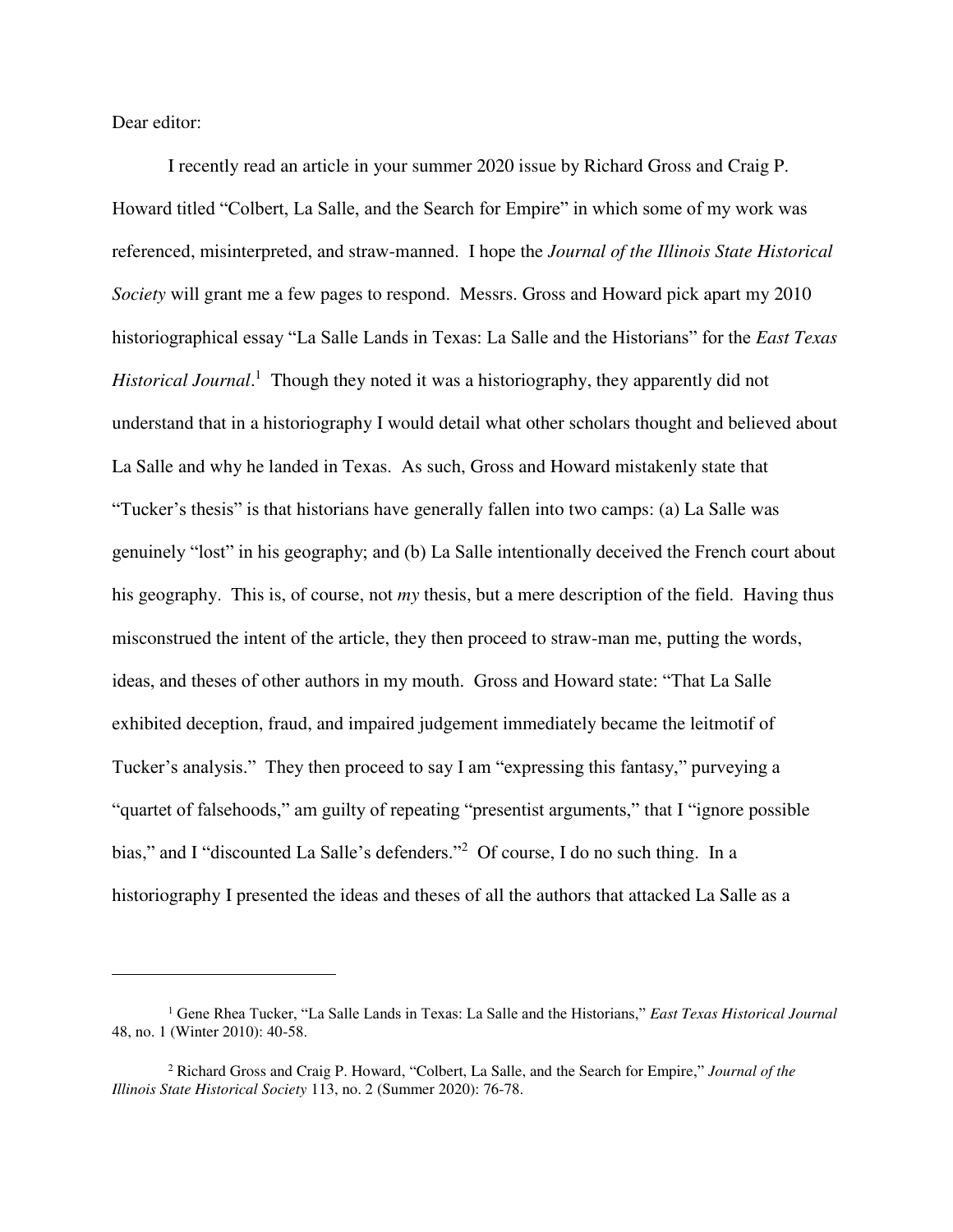Dear editor:

I recently read an article in your summer 2020 issue by Richard Gross and Craig P. Howard titled "Colbert, La Salle, and the Search for Empire" in which some of my work was referenced, misinterpreted, and straw-manned. I hope the *Journal of the Illinois State Historical Society* will grant me a few pages to respond. Messrs. Gross and Howard pick apart my 2010 historiographical essay "La Salle Lands in Texas: La Salle and the Historians" for the *East Texas Historical Journal*.[1] Though they noted it was a historiography, they apparently did not understand that in a historiography I would detail what other scholars thought and believed about La Salle and why he landed in Texas. As such, Gross and Howard mistakenly state that "Tucker's thesis" is that historians have generally fallen into two camps: (a) La Salle was genuinely "lost" in his geography; and (b) La Salle intentionally deceived the French court about his geography. This is, of course, not *my* thesis, but a mere description of the field. Having thus misconstrued the intent of the article, they then proceed to straw-man me, putting the words, ideas, and theses of other authors in my mouth. Gross and Howard state: "That La Salle exhibited deception, fraud, and impaired judgement immediately became the leitmotif of Tucker's analysis." They then proceed to say I am "expressing this fantasy," purveying a "quartet of falsehoods," am guilty of repeating "presentist arguments," that I "ignore possible bias," and I "discounted La Salle's defenders."[2] Of course, I do no such thing. In a historiography I presented the ideas and theses of all the authors that attacked La Salle as a

---

[1] Gene Rhea Tucker, "La Salle Lands in Texas: La Salle and the Historians," *East Texas Historical Journal* 48, no. 1 (Winter 2010): 40-58.

[2] Richard Gross and Craig P. Howard, "Colbert, La Salle, and the Search for Empire," *Journal of the Illinois State Historical Society* 113, no. 2 (Summer 2020): 76-78.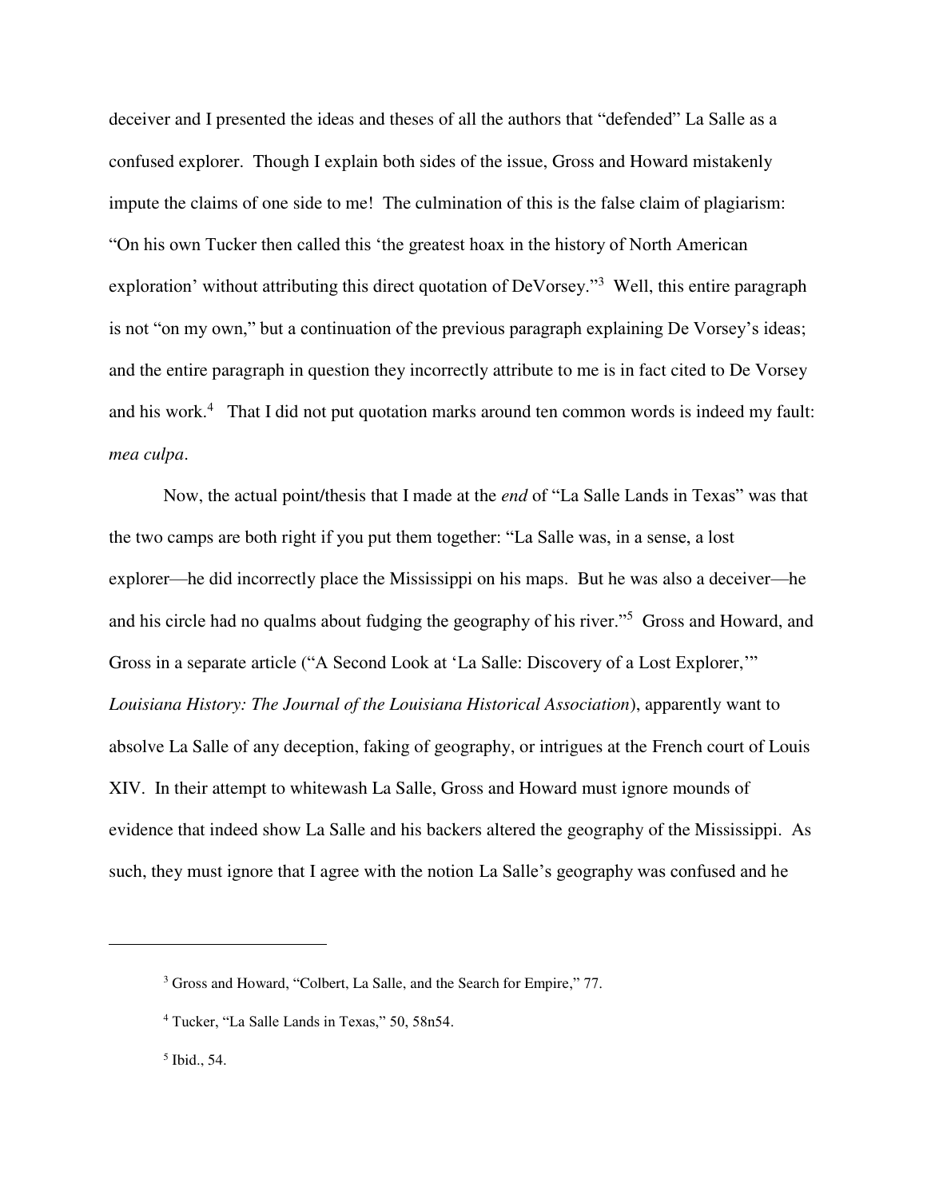deceiver and I presented the ideas and theses of all the authors that "defended" La Salle as a confused explorer. Though I explain both sides of the issue, Gross and Howard mistakenly impute the claims of one side to me! The culmination of this is the false claim of plagiarism: "On his own Tucker then called this 'the greatest hoax in the history of North American exploration' without attributing this direct quotation of DeVorsey."[3] Well, this entire paragraph is not "on my own," but a continuation of the previous paragraph explaining De Vorsey's ideas; and the entire paragraph in question they incorrectly attribute to me is in fact cited to De Vorsey and his work.[4] That I did not put quotation marks around ten common words is indeed my fault: *mea culpa*.

Now, the actual point/thesis that I made at the *end* of "La Salle Lands in Texas" was that the two camps are both right if you put them together: "La Salle was, in a sense, a lost explorer—he did incorrectly place the Mississippi on his maps. But he was also a deceiver—he and his circle had no qualms about fudging the geography of his river."[5] Gross and Howard, and Gross in a separate article ("A Second Look at 'La Salle: Discovery of a Lost Explorer,'" *Louisiana History: The Journal of the Louisiana Historical Association*), apparently want to absolve La Salle of any deception, faking of geography, or intrigues at the French court of Louis XIV. In their attempt to whitewash La Salle, Gross and Howard must ignore mounds of evidence that indeed show La Salle and his backers altered the geography of the Mississippi. As such, they must ignore that I agree with the notion La Salle's geography was confused and he

---

[3] Gross and Howard, "Colbert, La Salle, and the Search for Empire," 77.

[4] Tucker, "La Salle Lands in Texas," 50, 58n54.

[5] Ibid., 54.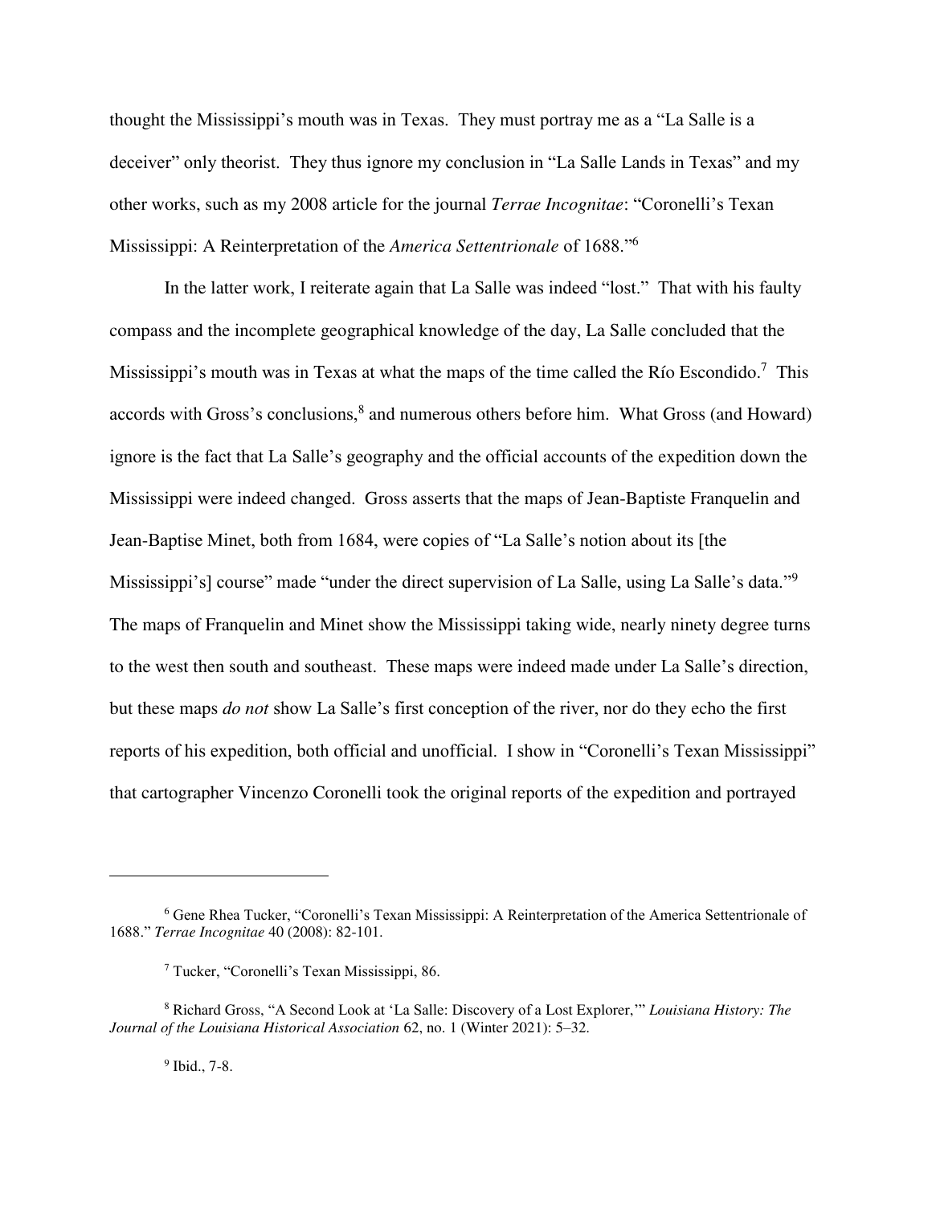thought the Mississippi's mouth was in Texas. They must portray me as a "La Salle is a deceiver" only theorist. They thus ignore my conclusion in "La Salle Lands in Texas" and my other works, such as my 2008 article for the journal *Terrae Incognitae*: "Coronelli's Texan Mississippi: A Reinterpretation of the *America Settentrionale* of 1688."[6]

In the latter work, I reiterate again that La Salle was indeed "lost." That with his faulty compass and the incomplete geographical knowledge of the day, La Salle concluded that the Mississippi's mouth was in Texas at what the maps of the time called the Río Escondido.[7] This accords with Gross's conclusions,[8] and numerous others before him. What Gross (and Howard) ignore is the fact that La Salle's geography and the official accounts of the expedition down the Mississippi were indeed changed. Gross asserts that the maps of Jean-Baptiste Franquelin and Jean-Baptise Minet, both from 1684, were copies of "La Salle's notion about its [the Mississippi's] course" made "under the direct supervision of La Salle, using La Salle's data."[9] The maps of Franquelin and Minet show the Mississippi taking wide, nearly ninety degree turns to the west then south and southeast. These maps were indeed made under La Salle's direction, but these maps *do not* show La Salle's first conception of the river, nor do they echo the first reports of his expedition, both official and unofficial. I show in "Coronelli's Texan Mississippi" that cartographer Vincenzo Coronelli took the original reports of the expedition and portrayed

---

[6] Gene Rhea Tucker, "Coronelli's Texan Mississippi: A Reinterpretation of the America Settentrionale of 1688." *Terrae Incognitae* 40 (2008): 82-101.

[7] Tucker, "Coronelli's Texan Mississippi, 86.

[8] Richard Gross, "A Second Look at 'La Salle: Discovery of a Lost Explorer,'" *Louisiana History: The Journal of the Louisiana Historical Association* 62, no. 1 (Winter 2021): 5–32.

[9] Ibid., 7-8.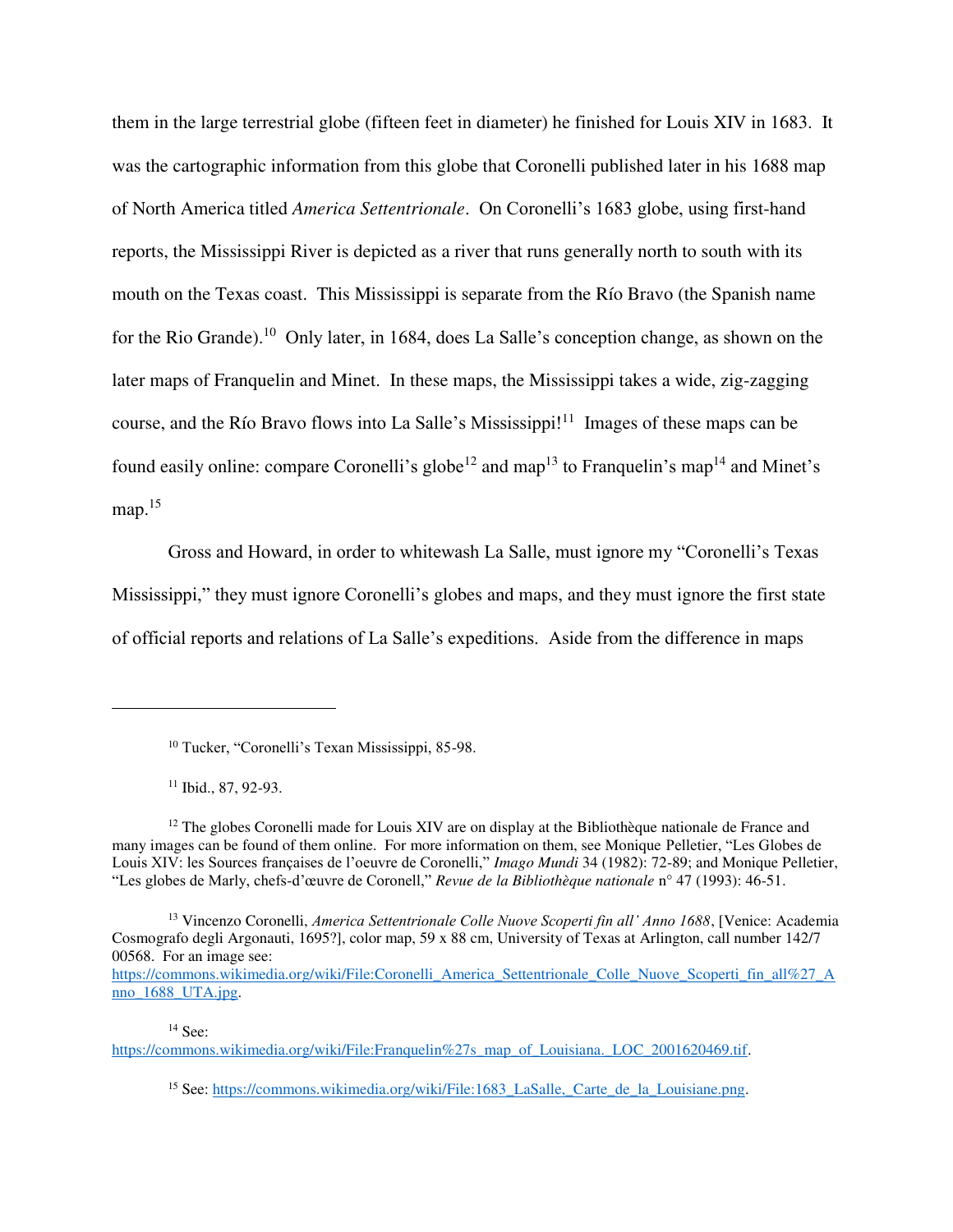them in the large terrestrial globe (fifteen feet in diameter) he finished for Louis XIV in 1683. It was the cartographic information from this globe that Coronelli published later in his 1688 map of North America titled *America Settentrionale*. On Coronelli's 1683 globe, using first-hand reports, the Mississippi River is depicted as a river that runs generally north to south with its mouth on the Texas coast. This Mississippi is separate from the Río Bravo (the Spanish name for the Rio Grande).[10] Only later, in 1684, does La Salle's conception change, as shown on the later maps of Franquelin and Minet. In these maps, the Mississippi takes a wide, zig-zagging course, and the Río Bravo flows into La Salle's Mississippi![11] Images of these maps can be found easily online: compare Coronelli's globe[12] and map[13] to Franquelin's map[14] and Minet's map.[15]

Gross and Howard, in order to whitewash La Salle, must ignore my "Coronelli's Texas Mississippi," they must ignore Coronelli's globes and maps, and they must ignore the first state of official reports and relations of La Salle's expeditions. Aside from the difference in maps

---

[10] Tucker, "Coronelli's Texan Mississippi, 85-98.

[11] Ibid., 87, 92-93.

[12] The globes Coronelli made for Louis XIV are on display at the Bibliothèque nationale de France and many images can be found of them online. For more information on them, see Monique Pelletier, "Les Globes de Louis XIV: les Sources françaises de l'oeuvre de Coronelli," *Imago Mundi* 34 (1982): 72-89; and Monique Pelletier, "Les globes de Marly, chefs-d'œuvre de Coronell," *Revue de la Bibliothèque nationale* n° 47 (1993): 46-51.

[13] Vincenzo Coronelli, *America Settentrionale Colle Nuove Scoperti fin all' Anno 1688*, [Venice: Academia Cosmografo degli Argonauti, 1695?], color map, 59 x 88 cm, University of Texas at Arlington, call number 142/7 00568. For an image see: https://commons.wikimedia.org/wiki/File:Coronelli_America_Settentrionale_Colle_Nuove_Scoperti_fin_all%27_Anno_1688_UTA.jpg.

[14] See: https://commons.wikimedia.org/wiki/File:Franquelin%27s_map_of_Louisiana._LOC_2001620469.tif.

[15] See: https://commons.wikimedia.org/wiki/File:1683_LaSalle,_Carte_de_la_Louisiane.png.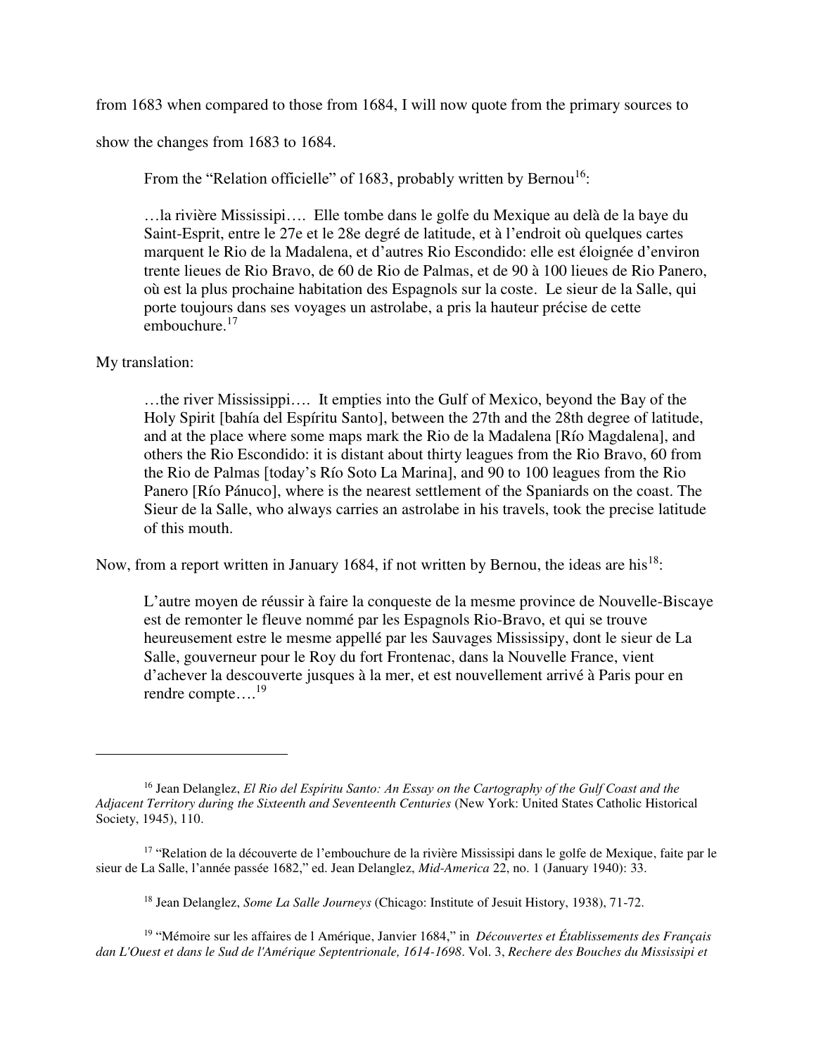from 1683 when compared to those from 1684, I will now quote from the primary sources to show the changes from 1683 to 1684.

> From the "Relation officielle" of 1683, probably written by Bernou[16]:
>
> …la rivière Mississipi…. Elle tombe dans le golfe du Mexique au delà de la baye du Saint-Esprit, entre le 27e et le 28e degré de latitude, et à l'endroit où quelques cartes marquent le Rio de la Madalena, et d'autres Rio Escondido: elle est éloignée d'environ trente lieues de Rio Bravo, de 60 de Rio de Palmas, et de 90 à 100 lieues de Rio Panero, où est la plus prochaine habitation des Espagnols sur la coste. Le sieur de la Salle, qui porte toujours dans ses voyages un astrolabe, a pris la hauteur précise de cette embouchure.[17]

My translation:

> …the river Mississippi…. It empties into the Gulf of Mexico, beyond the Bay of the Holy Spirit [bahía del Espíritu Santo], between the 27th and the 28th degree of latitude, and at the place where some maps mark the Rio de la Madalena [Río Magdalena], and others the Rio Escondido: it is distant about thirty leagues from the Rio Bravo, 60 from the Rio de Palmas [today's Río Soto La Marina], and 90 to 100 leagues from the Rio Panero [Río Pánuco], where is the nearest settlement of the Spaniards on the coast. The Sieur de la Salle, who always carries an astrolabe in his travels, took the precise latitude of this mouth.

Now, from a report written in January 1684, if not written by Bernou, the ideas are his[18]:

> L'autre moyen de réussir à faire la conqueste de la mesme province de Nouvelle-Biscaye est de remonter le fleuve nommé par les Espagnols Rio-Bravo, et qui se trouve heureusement estre le mesme appellé par les Sauvages Mississipy, dont le sieur de La Salle, gouverneur pour le Roy du fort Frontenac, dans la Nouvelle France, vient d'achever la descouverte jusques à la mer, et est nouvellement arrivé à Paris pour en rendre compte….[19]

---

[16] Jean Delanglez, *El Rio del Espíritu Santo: An Essay on the Cartography of the Gulf Coast and the Adjacent Territory during the Sixteenth and Seventeenth Centuries* (New York: United States Catholic Historical Society, 1945), 110.

[17] "Relation de la découverte de l'embouchure de la rivière Mississipi dans le golfe de Mexique, faite par le sieur de La Salle, l'année passée 1682," ed. Jean Delanglez, *Mid-America* 22, no. 1 (January 1940): 33.

[18] Jean Delanglez, *Some La Salle Journeys* (Chicago: Institute of Jesuit History, 1938), 71-72.

[19] "Mémoire sur les affaires de l Amérique, Janvier 1684," in *Découvertes et Établissements des Français dan L'Ouest et dans le Sud de l'Amérique Septentrionale, 1614-1698*. Vol. 3, *Recherche des Bouches du Mississipi et*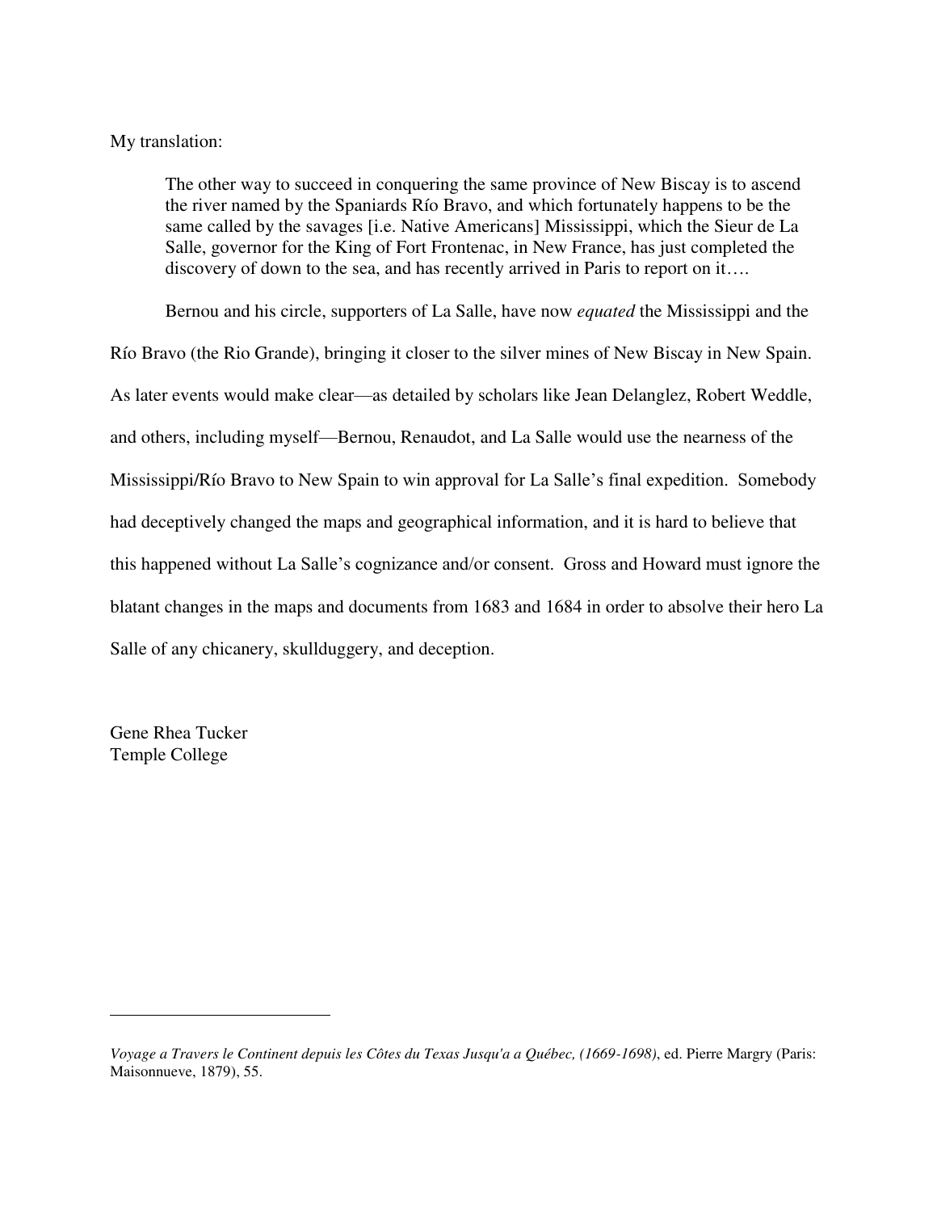My translation:

> The other way to succeed in conquering the same province of New Biscay is to ascend the river named by the Spaniards Río Bravo, and which fortunately happens to be the same called by the savages [i.e. Native Americans] Mississippi, which the Sieur de La Salle, governor for the King of Fort Frontenac, in New France, has just completed the discovery of down to the sea, and has recently arrived in Paris to report on it….

Bernou and his circle, supporters of La Salle, have now *equated* the Mississippi and the Río Bravo (the Rio Grande), bringing it closer to the silver mines of New Biscay in New Spain. As later events would make clear—as detailed by scholars like Jean Delanglez, Robert Weddle, and others, including myself—Bernou, Renaudot, and La Salle would use the nearness of the Mississippi/Río Bravo to New Spain to win approval for La Salle's final expedition. Somebody had deceptively changed the maps and geographical information, and it is hard to believe that this happened without La Salle's cognizance and/or consent. Gross and Howard must ignore the blatant changes in the maps and documents from 1683 and 1684 in order to absolve their hero La Salle of any chicanery, skullduggery, and deception.

Gene Rhea Tucker
Temple College

---

*Voyage a Travers le Continent depuis les Côtes du Texas Jusqu'a a Québec, (1669-1698)*, ed. Pierre Margry (Paris: Maisonnueve, 1879), 55.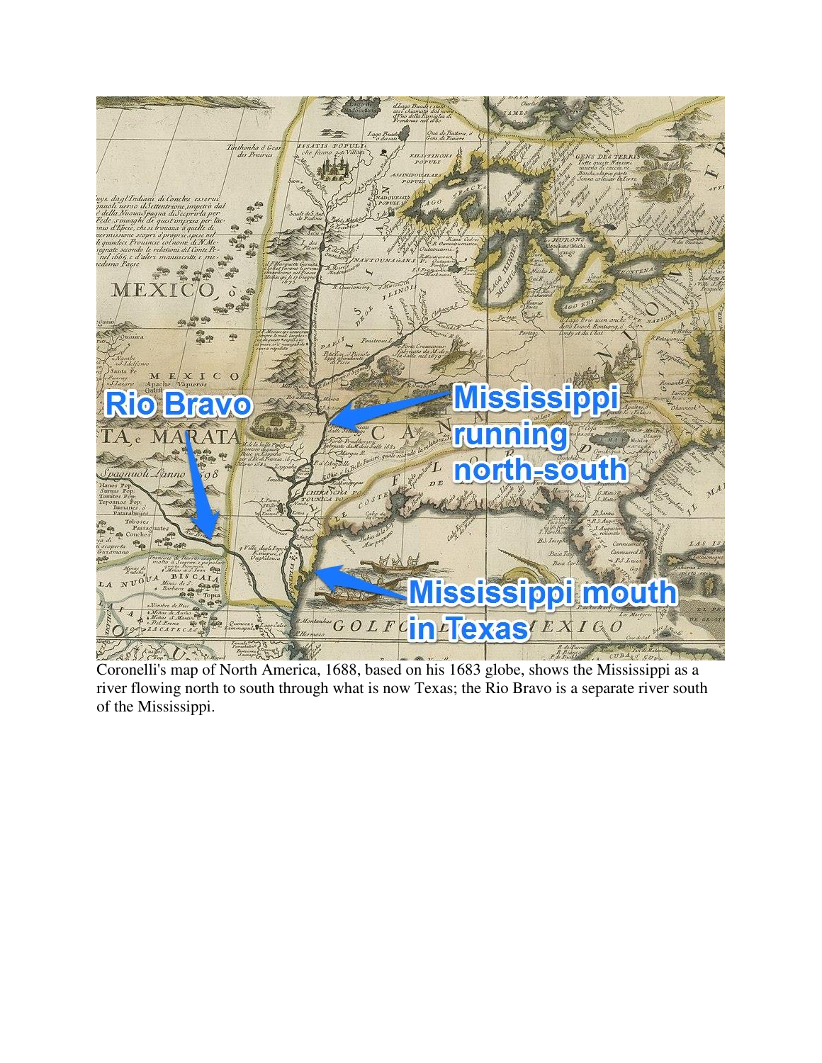Coronelli's map of North America, 1688, based on his 1683 globe, shows the Mississippi as a river flowing north to south through what is now Texas; the Rio Bravo is a separate river south of the Mississippi.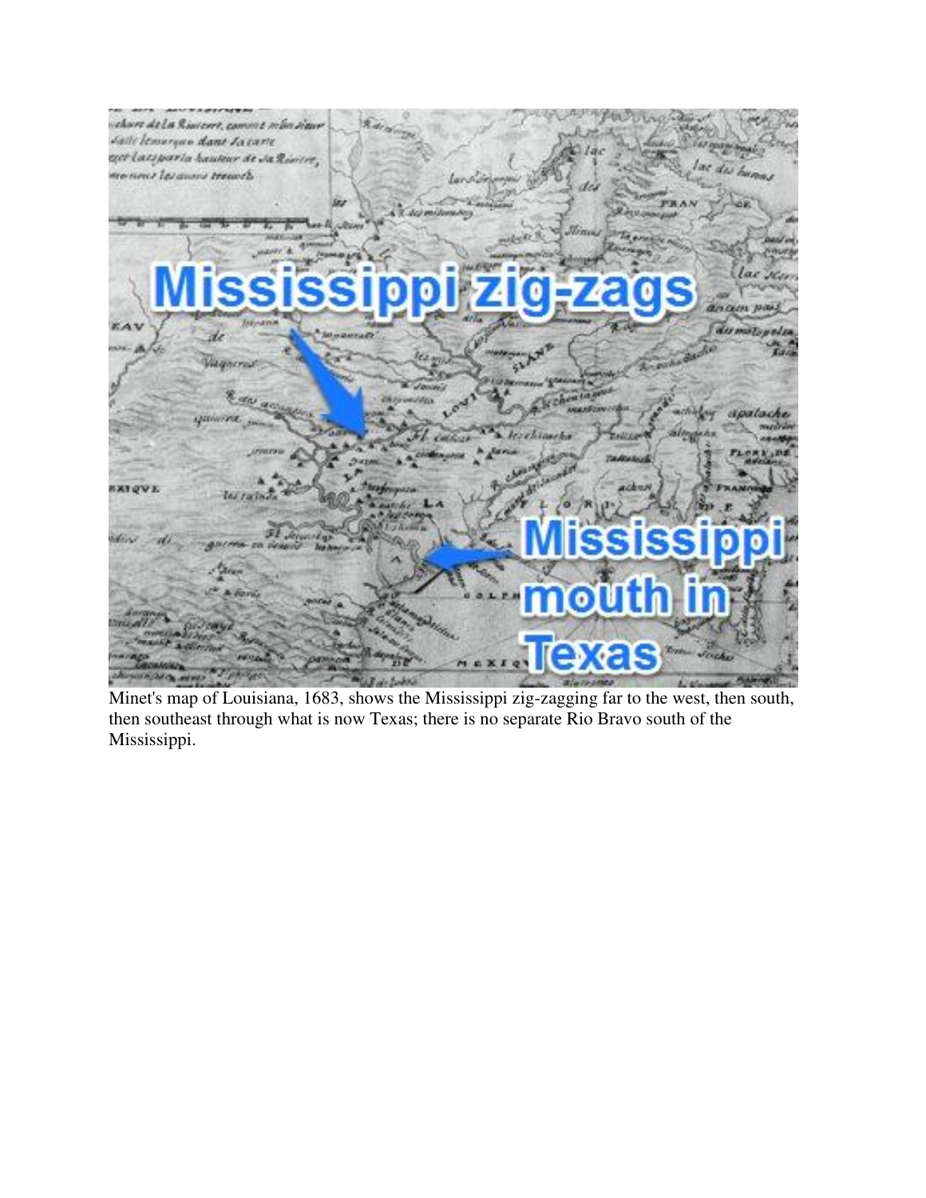Minet's map of Louisiana, 1683, shows the Mississippi zig-zagging far to the west, then south, then southeast through what is now Texas; there is no separate Rio Bravo south of the Mississippi.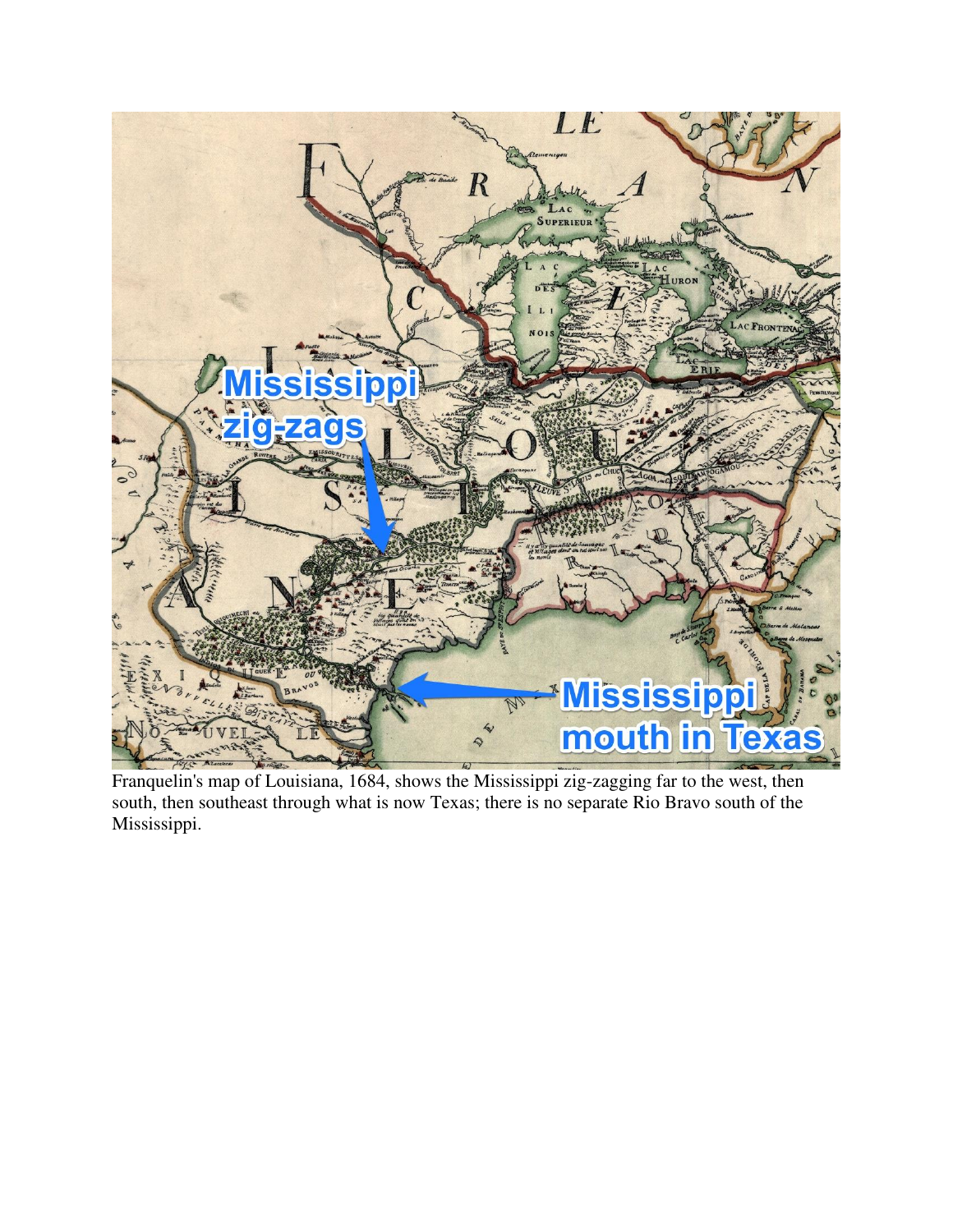Franquelin's map of Louisiana, 1684, shows the Mississippi zig-zagging far to the west, then south, then southeast through what is now Texas; there is no separate Rio Bravo south of the Mississippi.